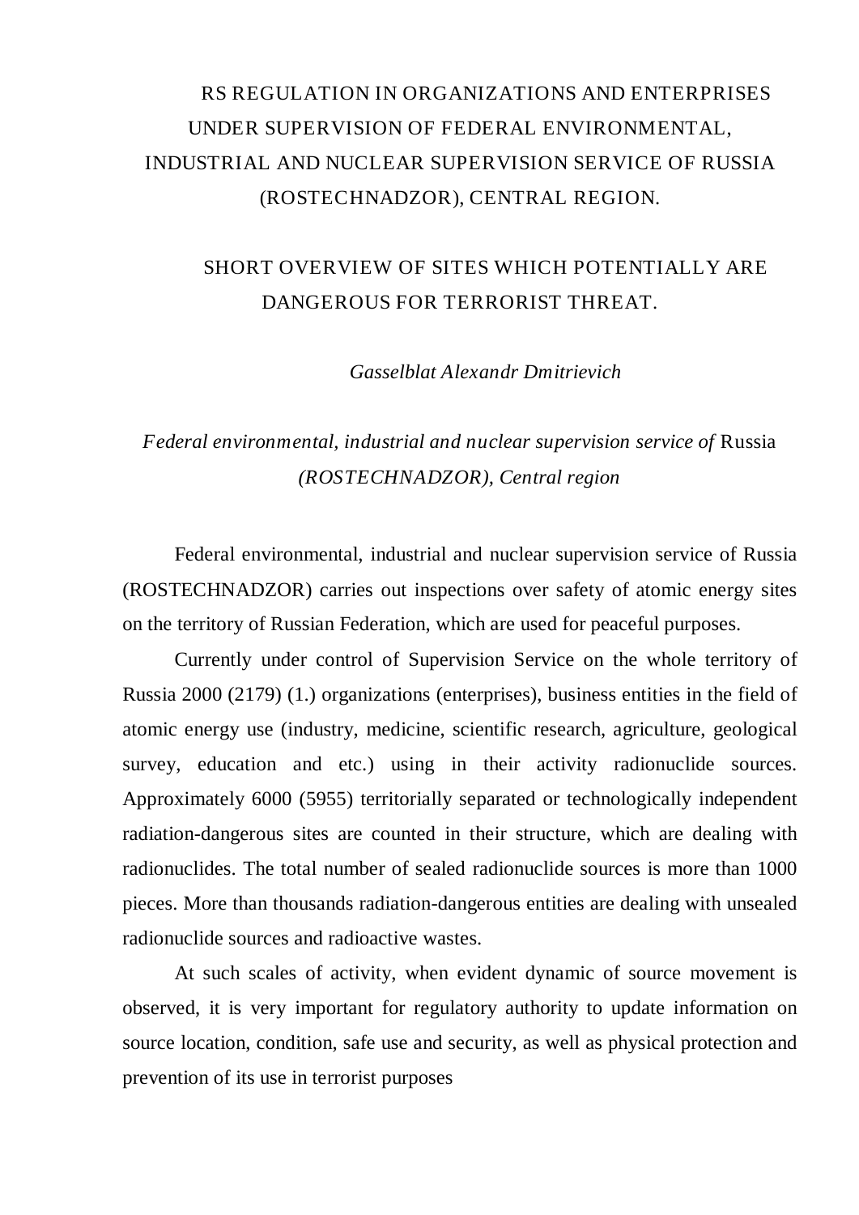# RS REGULATION IN ORGANIZATIONS AND ENTERPRISES UNDER SUPERVISION OF FEDERAL ENVIRONMENTAL, INDUSTRIAL AND NUCLEAR SUPERVISION SERVICE OF RUSSIA (ROSTECHNADZOR), CENTRAL REGION.

## SHORT OVERVIEW OF SITES WHICH POTENTIALLY ARE DANGEROUS FOR TERRORIST THREAT.

*Gasselblat Alexandr Dmitrievich*

*Federal environmental, industrial and nuclear supervision service of* Russia *(ROSTECHNADZOR), Central region*

Federal environmental, industrial and nuclear supervision service of Russia (ROSTECHNADZOR) carries out inspections over safety of atomic energy sites on the territory of Russian Federation, which are used for peaceful purposes.

Currently under control of Supervision Service on the whole territory of Russia 2000 (2179) (1.) organizations (enterprises), business entities in the field of atomic energy use (industry, medicine, scientific research, agriculture, geological survey, education and etc.) using in their activity radionuclide sources. Approximately 6000 (5955) territorially separated or technologically independent radiation-dangerous sites are counted in their structure, which are dealing with radionuclides. The total number of sealed radionuclide sources is more than 1000 pieces. More than thousands radiation-dangerous entities are dealing with unsealed radionuclide sources and radioactive wastes.

At such scales of activity, when evident dynamic of source movement is observed, it is very important for regulatory authority to update information on source location, condition, safe use and security, as well as physical protection and prevention of its use in terrorist purposes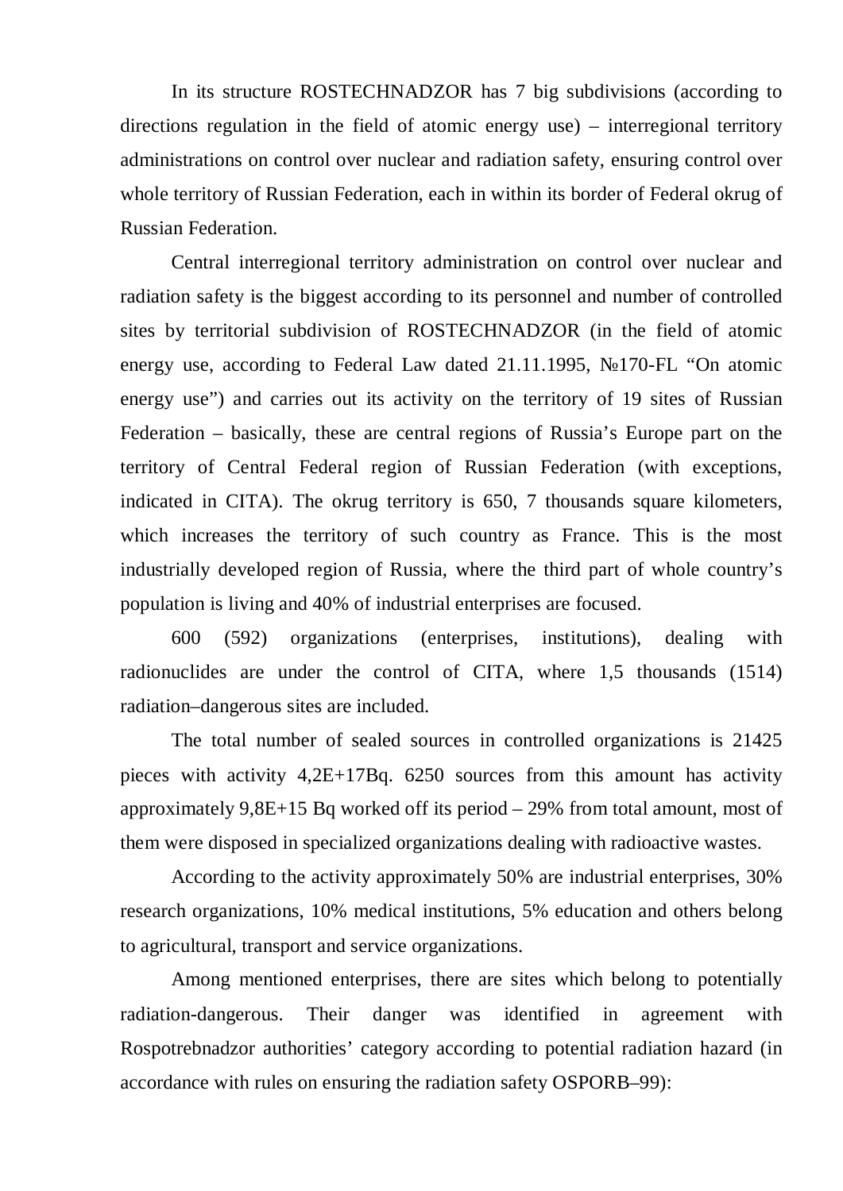In its structure ROSTECHNADZOR has 7 big subdivisions (according to directions regulation in the field of atomic energy use) – interregional territory administrations on control over nuclear and radiation safety, ensuring control over whole territory of Russian Federation, each in within its border of Federal okrug of Russian Federation.

Central interregional territory administration on control over nuclear and radiation safety is the biggest according to its personnel and number of controlled sites by territorial subdivision of ROSTECHNADZOR (in the field of atomic energy use, according to Federal Law dated 21.11.1995, №170-FL "On atomic energy use") and carries out its activity on the territory of 19 sites of Russian Federation – basically, these are central regions of Russia's Europe part on the territory of Central Federal region of Russian Federation (with exceptions, indicated in CITA). The okrug territory is 650, 7 thousands square kilometers, which increases the territory of such country as France. This is the most industrially developed region of Russia, where the third part of whole country's population is living and 40% of industrial enterprises are focused.

600 (592) organizations (enterprises, institutions), dealing with radionuclides are under the control of CITA, where 1,5 thousands (1514) radiation–dangerous sites are included.

The total number of sealed sources in controlled organizations is 21425 pieces with activity 4,2E+17Bq. 6250 sources from this amount has activity approximately 9,8E+15 Bq worked off its period – 29% from total amount, most of them were disposed in specialized organizations dealing with radioactive wastes.

According to the activity approximately 50% are industrial enterprises, 30% research organizations, 10% medical institutions, 5% education and others belong to agricultural, transport and service organizations.

Among mentioned enterprises, there are sites which belong to potentially radiation-dangerous. Their danger was identified in agreement with Rospotrebnadzor authorities' category according to potential radiation hazard (in accordance with rules on ensuring the radiation safety OSPORB–99):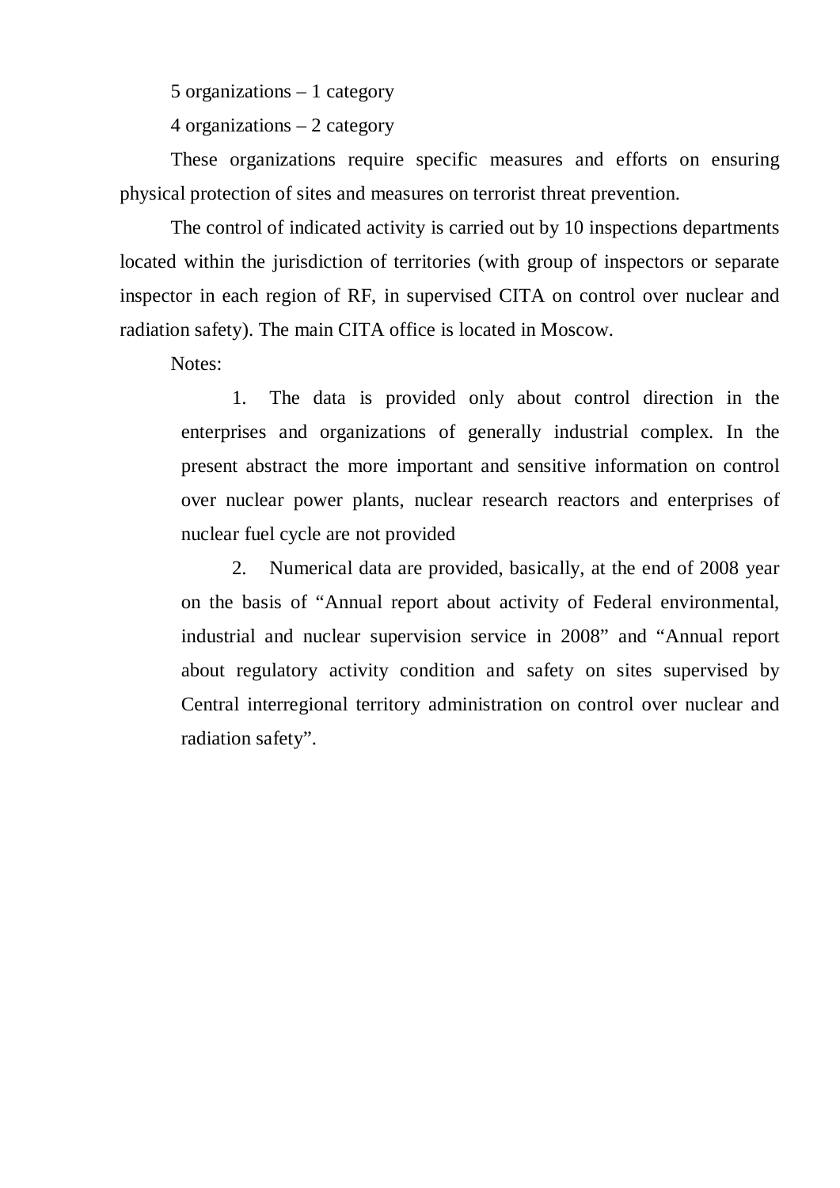5 organizations – 1 category

4 organizations – 2 category

These organizations require specific measures and efforts on ensuring physical protection of sites and measures on terrorist threat prevention.

The control of indicated activity is carried out by 10 inspections departments located within the jurisdiction of territories (with group of inspectors or separate inspector in each region of RF, in supervised CITA on control over nuclear and radiation safety). The main CITA office is located in Moscow.

Notes:

1. The data is provided only about control direction in the enterprises and organizations of generally industrial complex. In the present abstract the more important and sensitive information on control over nuclear power plants, nuclear research reactors and enterprises of nuclear fuel cycle are not provided

2. Numerical data are provided, basically, at the end of 2008 year on the basis of "Annual report about activity of Federal environmental, industrial and nuclear supervision service in 2008" and "Annual report about regulatory activity condition and safety on sites supervised by Central interregional territory administration on control over nuclear and radiation safety".